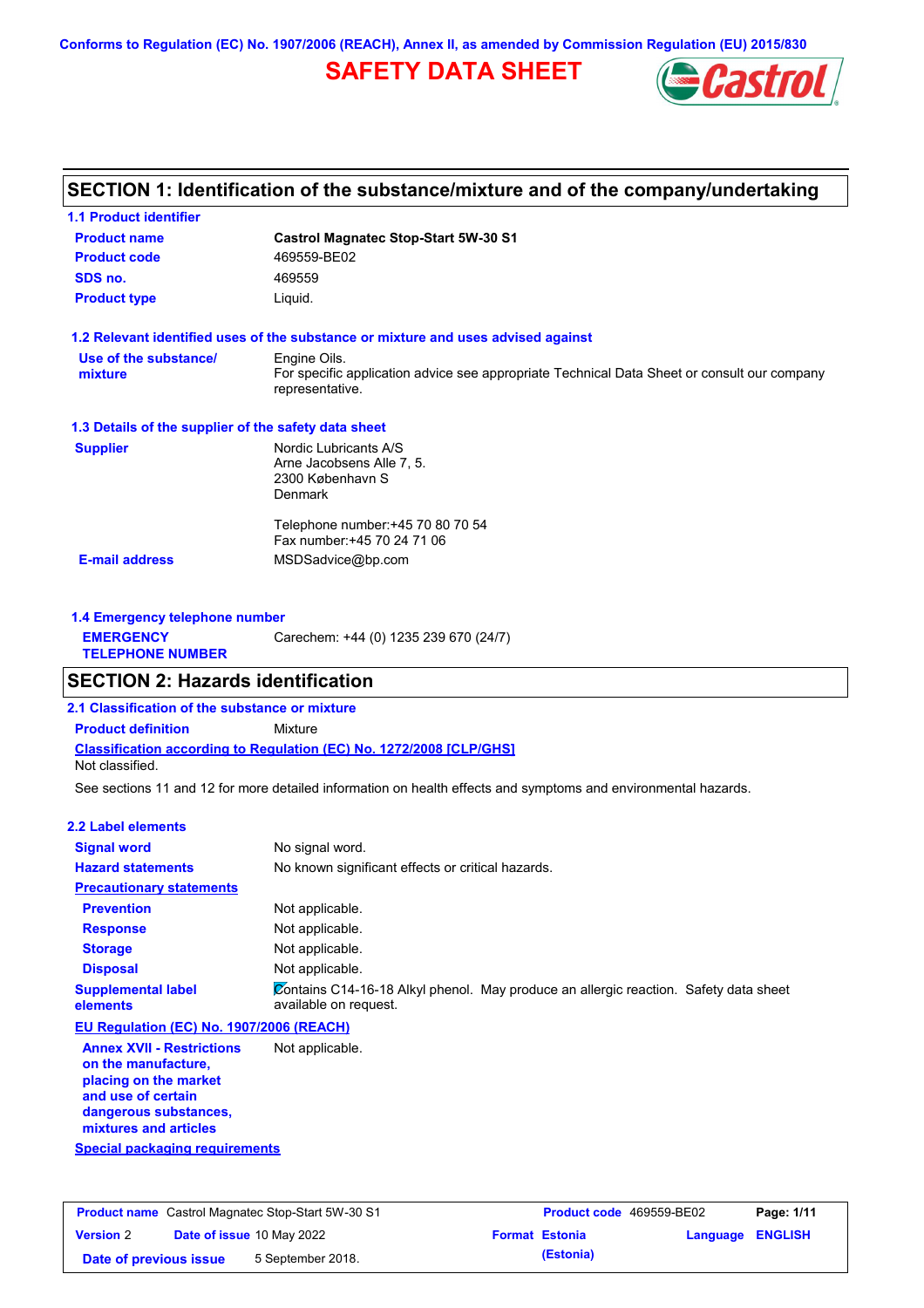Conforms to Regulation (EC) No. 1907/2006 (REACH), Annex II, as amended by Commission Regulation (EU) 2015/830

# SAFETY DATA SHEET

## SECTION 1: Identification of the substance/mixture and of the company/undertaking

### 1.1 Product identifier

**Product name** Castrol Magnatec Stop-Start 5W-30 S1
**Product code** 469559-BE02
**SDS no.** 469559
**Product type** Liquid.

### 1.2 Relevant identified uses of the substance or mixture and uses advised against

**Use of the substance/mixture** Engine Oils.
For specific application advice see appropriate Technical Data Sheet or consult our company representative.

### 1.3 Details of the supplier of the safety data sheet

**Supplier** Nordic Lubricants A/S
Arne Jacobsens Alle 7, 5.
2300 København S
Denmark

Telephone number:+45 70 80 70 54
Fax number:+45 70 24 71 06

**E-mail address** MSDSadvice@bp.com

### 1.4 Emergency telephone number

**EMERGENCY TELEPHONE NUMBER** Carechem: +44 (0) 1235 239 670 (24/7)

## SECTION 2: Hazards identification

### 2.1 Classification of the substance or mixture

**Product definition** Mixture

**Classification according to Regulation (EC) No. 1272/2008 [CLP/GHS]**
Not classified.

See sections 11 and 12 for more detailed information on health effects and symptoms and environmental hazards.

### 2.2 Label elements

**Signal word** No signal word.
**Hazard statements** No known significant effects or critical hazards.

**Precautionary statements**

**Prevention** Not applicable.
**Response** Not applicable.
**Storage** Not applicable.
**Disposal** Not applicable.

**Supplemental label elements** Contains C14-16-18 Alkyl phenol. May produce an allergic reaction. Safety data sheet available on request.

**EU Regulation (EC) No. 1907/2006 (REACH)**

**Annex XVII - Restrictions on the manufacture, placing on the market and use of certain dangerous substances, mixtures and articles** Not applicable.

**Special packaging requirements**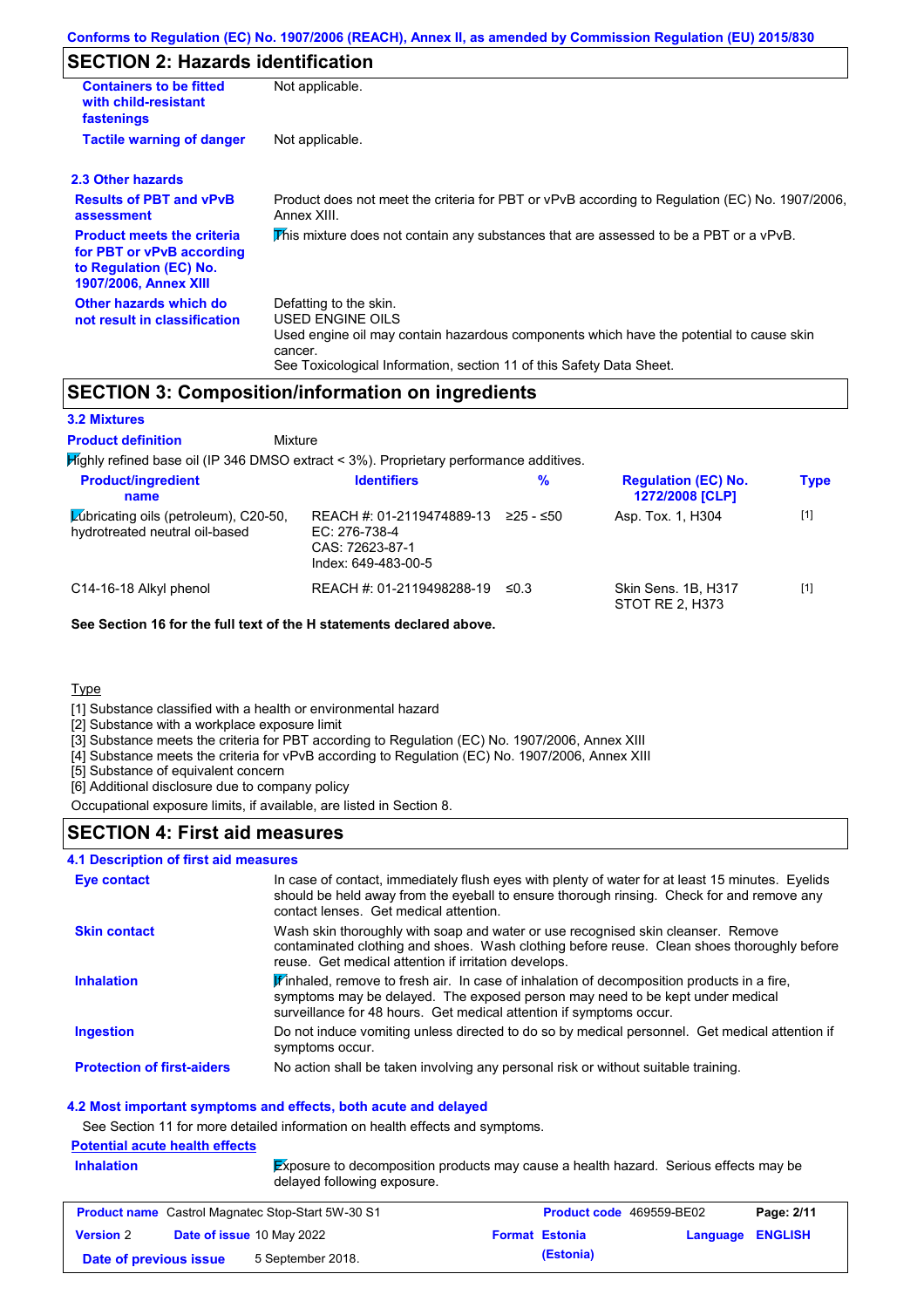## SECTION 2: Hazards identification

| | |
|---|---|
| **Containers to be fitted with child-resistant fastenings** | Not applicable. |
| **Tactile warning of danger** | Not applicable. |

### 2.3 Other hazards

| | |
|---|---|
| **Results of PBT and vPvB assessment** | Product does not meet the criteria for PBT or vPvB according to Regulation (EC) No. 1907/2006, Annex XIII. |
| **Product meets the criteria for PBT or vPvB according to Regulation (EC) No. 1907/2006, Annex XIII** | This mixture does not contain any substances that are assessed to be a PBT or a vPvB. |
| **Other hazards which do not result in classification** | Defatting to the skin.<br>USED ENGINE OILS<br>Used engine oil may contain hazardous components which have the potential to cause skin cancer.<br>See Toxicological Information, section 11 of this Safety Data Sheet. |

## SECTION 3: Composition/information on ingredients

### 3.2 Mixtures

**Product definition** Mixture

Highly refined base oil (IP 346 DMSO extract < 3%). Proprietary performance additives.

| Product/ingredient name | Identifiers | % | Regulation (EC) No. 1272/2008 [CLP] | Type |
|---|---|---|---|---|
| Lubricating oils (petroleum), C20-50, hydrotreated neutral oil-based | REACH #: 01-2119474889-13<br>EC: 276-738-4<br>CAS: 72623-87-1<br>Index: 649-483-00-5 | ≥25 - ≤50 | Asp. Tox. 1, H304 | [1] |
| C14-16-18 Alkyl phenol | REACH #: 01-2119498288-19 | ≤0.3 | Skin Sens. 1B, H317<br>STOT RE 2, H373 | [1] |

**See Section 16 for the full text of the H statements declared above.**

Type

[1] Substance classified with a health or environmental hazard
[2] Substance with a workplace exposure limit
[3] Substance meets the criteria for PBT according to Regulation (EC) No. 1907/2006, Annex XIII
[4] Substance meets the criteria for vPvB according to Regulation (EC) No. 1907/2006, Annex XIII
[5] Substance of equivalent concern
[6] Additional disclosure due to company policy

Occupational exposure limits, if available, are listed in Section 8.

## SECTION 4: First aid measures

### 4.1 Description of first aid measures

| | |
|---|---|
| **Eye contact** | In case of contact, immediately flush eyes with plenty of water for at least 15 minutes. Eyelids should be held away from the eyeball to ensure thorough rinsing. Check for and remove any contact lenses. Get medical attention. |
| **Skin contact** | Wash skin thoroughly with soap and water or use recognised skin cleanser. Remove contaminated clothing and shoes. Wash clothing before reuse. Clean shoes thoroughly before reuse. Get medical attention if irritation develops. |
| **Inhalation** | If inhaled, remove to fresh air. In case of inhalation of decomposition products in a fire, symptoms may be delayed. The exposed person may need to be kept under medical surveillance for 48 hours. Get medical attention if symptoms occur. |
| **Ingestion** | Do not induce vomiting unless directed to do so by medical personnel. Get medical attention if symptoms occur. |
| **Protection of first-aiders** | No action shall be taken involving any personal risk or without suitable training. |

### 4.2 Most important symptoms and effects, both acute and delayed

See Section 11 for more detailed information on health effects and symptoms.

**Potential acute health effects**

| | |
|---|---|
| **Inhalation** | Exposure to decomposition products may cause a health hazard. Serious effects may be delayed following exposure. |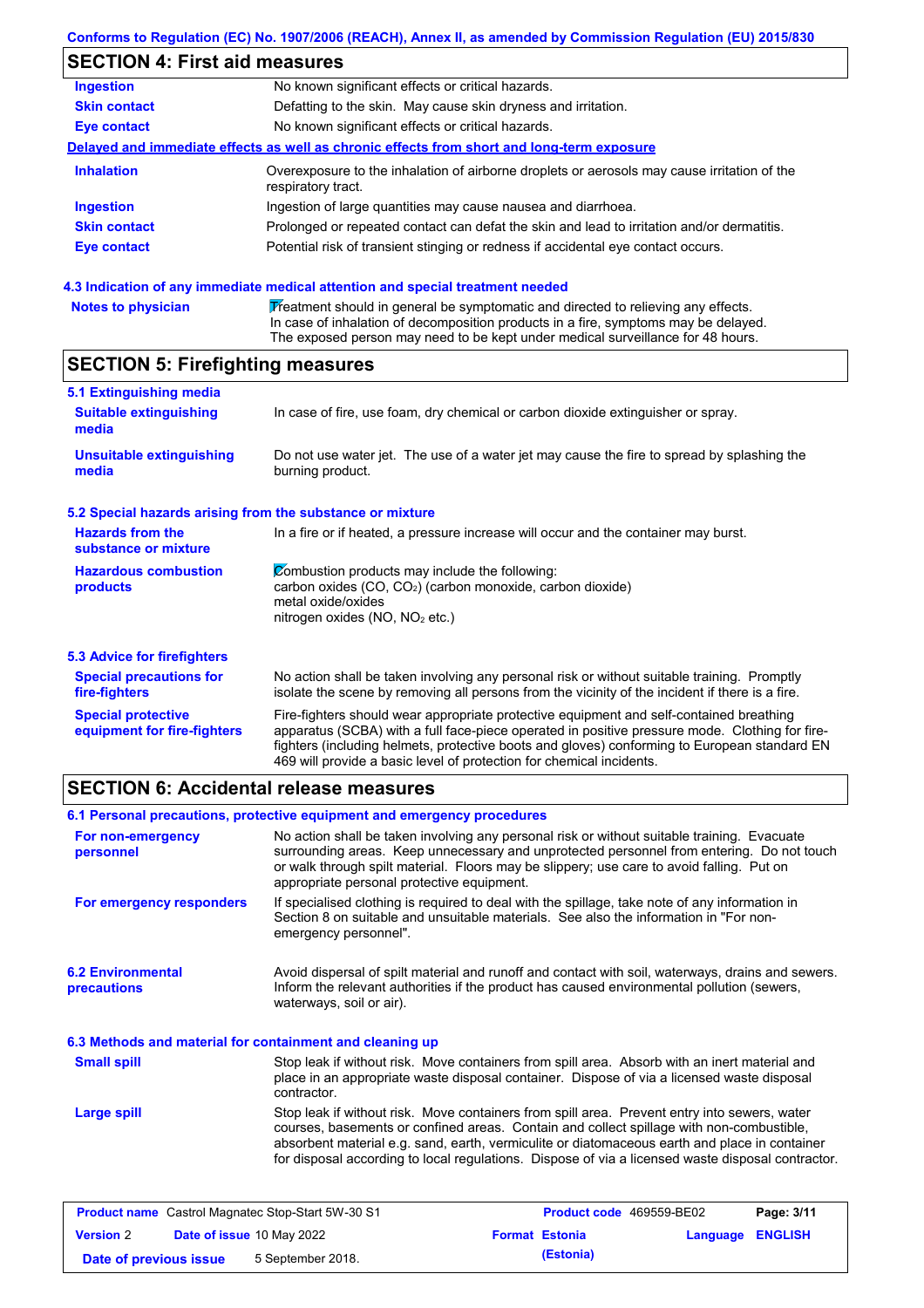Conforms to Regulation (EC) No. 1907/2006 (REACH), Annex II, as amended by Commission Regulation (EU) 2015/830

## SECTION 4: First aid measures

| | |
|---|---|
| **Ingestion** | No known significant effects or critical hazards. |
| **Skin contact** | Defatting to the skin. May cause skin dryness and irritation. |
| **Eye contact** | No known significant effects or critical hazards. |

**Delayed and immediate effects as well as chronic effects from short and long-term exposure**

| | |
|---|---|
| **Inhalation** | Overexposure to the inhalation of airborne droplets or aerosols may cause irritation of the respiratory tract. |
| **Ingestion** | Ingestion of large quantities may cause nausea and diarrhoea. |
| **Skin contact** | Prolonged or repeated contact can defat the skin and lead to irritation and/or dermatitis. |
| **Eye contact** | Potential risk of transient stinging or redness if accidental eye contact occurs. |

### 4.3 Indication of any immediate medical attention and special treatment needed

| | |
|---|---|
| **Notes to physician** | Treatment should in general be symptomatic and directed to relieving any effects. In case of inhalation of decomposition products in a fire, symptoms may be delayed. The exposed person may need to be kept under medical surveillance for 48 hours. |

## SECTION 5: Firefighting measures

### 5.1 Extinguishing media

| | |
|---|---|
| **Suitable extinguishing media** | In case of fire, use foam, dry chemical or carbon dioxide extinguisher or spray. |
| **Unsuitable extinguishing media** | Do not use water jet. The use of a water jet may cause the fire to spread by splashing the burning product. |

### 5.2 Special hazards arising from the substance or mixture

| | |
|---|---|
| **Hazards from the substance or mixture** | In a fire or if heated, a pressure increase will occur and the container may burst. |
| **Hazardous combustion products** | Combustion products may include the following:<br>carbon oxides ($CO$, $CO_2$) (carbon monoxide, carbon dioxide)<br>metal oxide/oxides<br>nitrogen oxides ($NO$, $NO_2$ etc.) |

### 5.3 Advice for firefighters

| | |
|---|---|
| **Special precautions for fire-fighters** | No action shall be taken involving any personal risk or without suitable training. Promptly isolate the scene by removing all persons from the vicinity of the incident if there is a fire. |
| **Special protective equipment for fire-fighters** | Fire-fighters should wear appropriate protective equipment and self-contained breathing apparatus (SCBA) with a full face-piece operated in positive pressure mode. Clothing for fire-fighters (including helmets, protective boots and gloves) conforming to European standard EN 469 will provide a basic level of protection for chemical incidents. |

## SECTION 6: Accidental release measures

### 6.1 Personal precautions, protective equipment and emergency procedures

| | |
|---|---|
| **For non-emergency personnel** | No action shall be taken involving any personal risk or without suitable training. Evacuate surrounding areas. Keep unnecessary and unprotected personnel from entering. Do not touch or walk through spilt material. Floors may be slippery; use care to avoid falling. Put on appropriate personal protective equipment. |
| **For emergency responders** | If specialised clothing is required to deal with the spillage, take note of any information in Section 8 on suitable and unsuitable materials. See also the information in "For non-emergency personnel". |

| | |
|---|---|
| **6.2 Environmental precautions** | Avoid dispersal of spilt material and runoff and contact with soil, waterways, drains and sewers. Inform the relevant authorities if the product has caused environmental pollution (sewers, waterways, soil or air). |

### 6.3 Methods and material for containment and cleaning up

| | |
|---|---|
| **Small spill** | Stop leak if without risk. Move containers from spill area. Absorb with an inert material and place in an appropriate waste disposal container. Dispose of via a licensed waste disposal contractor. |
| **Large spill** | Stop leak if without risk. Move containers from spill area. Prevent entry into sewers, water courses, basements or confined areas. Contain and collect spillage with non-combustible, absorbent material e.g. sand, earth, vermiculite or diatomaceous earth and place in container for disposal according to local regulations. Dispose of via a licensed waste disposal contractor. |

| | | | |
|---|---|---|---|
| **Product name** Castrol Magnatec Stop-Start 5W-30 S1 | | **Product code** 469559-BE02 | |
| **Version** 2 | **Date of issue** 10 May 2022 | **Format** Estonia (Estonia) | **Language** ENGLISH |
| **Date of previous issue** | 5 September 2018. | | |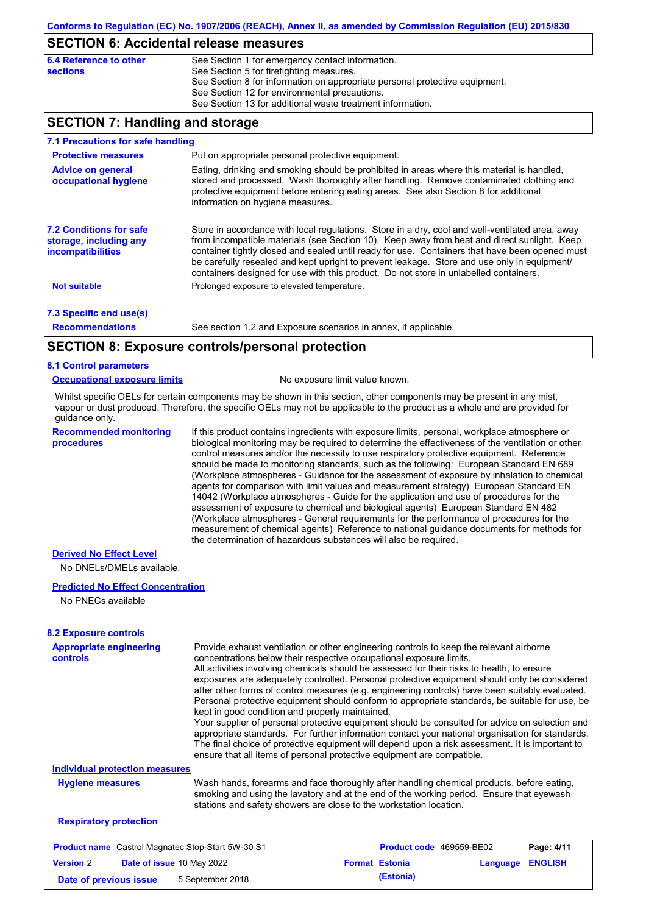## SECTION 6: Accidental release measures

| | |
|---|---|
| **6.4 Reference to other sections** | See Section 1 for emergency contact information.<br>See Section 5 for firefighting measures.<br>See Section 8 for information on appropriate personal protective equipment.<br>See Section 12 for environmental precautions.<br>See Section 13 for additional waste treatment information. |

## SECTION 7: Handling and storage

### 7.1 Precautions for safe handling

**Protective measures**: Put on appropriate personal protective equipment.

**Advice on general occupational hygiene**: Eating, drinking and smoking should be prohibited in areas where this material is handled, stored and processed. Wash thoroughly after handling. Remove contaminated clothing and protective equipment before entering eating areas. See also Section 8 for additional information on hygiene measures.

**7.2 Conditions for safe storage, including any incompatibilities**: Store in accordance with local regulations. Store in a dry, cool and well-ventilated area, away from incompatible materials (see Section 10). Keep away from heat and direct sunlight. Keep container tightly closed and sealed until ready for use. Containers that have been opened must be carefully resealed and kept upright to prevent leakage. Store and use only in equipment/ containers designed for use with this product. Do not store in unlabelled containers.

**Not suitable**: Prolonged exposure to elevated temperature.

### 7.3 Specific end use(s)

**Recommendations**: See section 1.2 and Exposure scenarios in annex, if applicable.

## SECTION 8: Exposure controls/personal protection

### 8.1 Control parameters

**Occupational exposure limits**: No exposure limit value known.

Whilst specific OELs for certain components may be shown in this section, other components may be present in any mist, vapour or dust produced. Therefore, the specific OELs may not be applicable to the product as a whole and are provided for guidance only.

**Recommended monitoring procedures**: If this product contains ingredients with exposure limits, personal, workplace atmosphere or biological monitoring may be required to determine the effectiveness of the ventilation or other control measures and/or the necessity to use respiratory protective equipment. Reference should be made to monitoring standards, such as the following: European Standard EN 689 (Workplace atmospheres - Guidance for the assessment of exposure by inhalation to chemical agents for comparison with limit values and measurement strategy) European Standard EN 14042 (Workplace atmospheres - Guide for the application and use of procedures for the assessment of exposure to chemical and biological agents) European Standard EN 482 (Workplace atmospheres - General requirements for the performance of procedures for the measurement of chemical agents) Reference to national guidance documents for methods for the determination of hazardous substances will also be required.

**Derived No Effect Level**

No DNELs/DMELs available.

**Predicted No Effect Concentration**

No PNECs available

### 8.2 Exposure controls

**Appropriate engineering controls**: Provide exhaust ventilation or other engineering controls to keep the relevant airborne concentrations below their respective occupational exposure limits.
All activities involving chemicals should be assessed for their risks to health, to ensure exposures are adequately controlled. Personal protective equipment should only be considered after other forms of control measures (e.g. engineering controls) have been suitably evaluated. Personal protective equipment should conform to appropriate standards, be suitable for use, be kept in good condition and properly maintained.
Your supplier of personal protective equipment should be consulted for advice on selection and appropriate standards. For further information contact your national organisation for standards. The final choice of protective equipment will depend upon a risk assessment. It is important to ensure that all items of personal protective equipment are compatible.

**Individual protection measures**

**Hygiene measures**: Wash hands, forearms and face thoroughly after handling chemical products, before eating, smoking and using the lavatory and at the end of the working period. Ensure that eyewash stations and safety showers are close to the workstation location.

**Respiratory protection**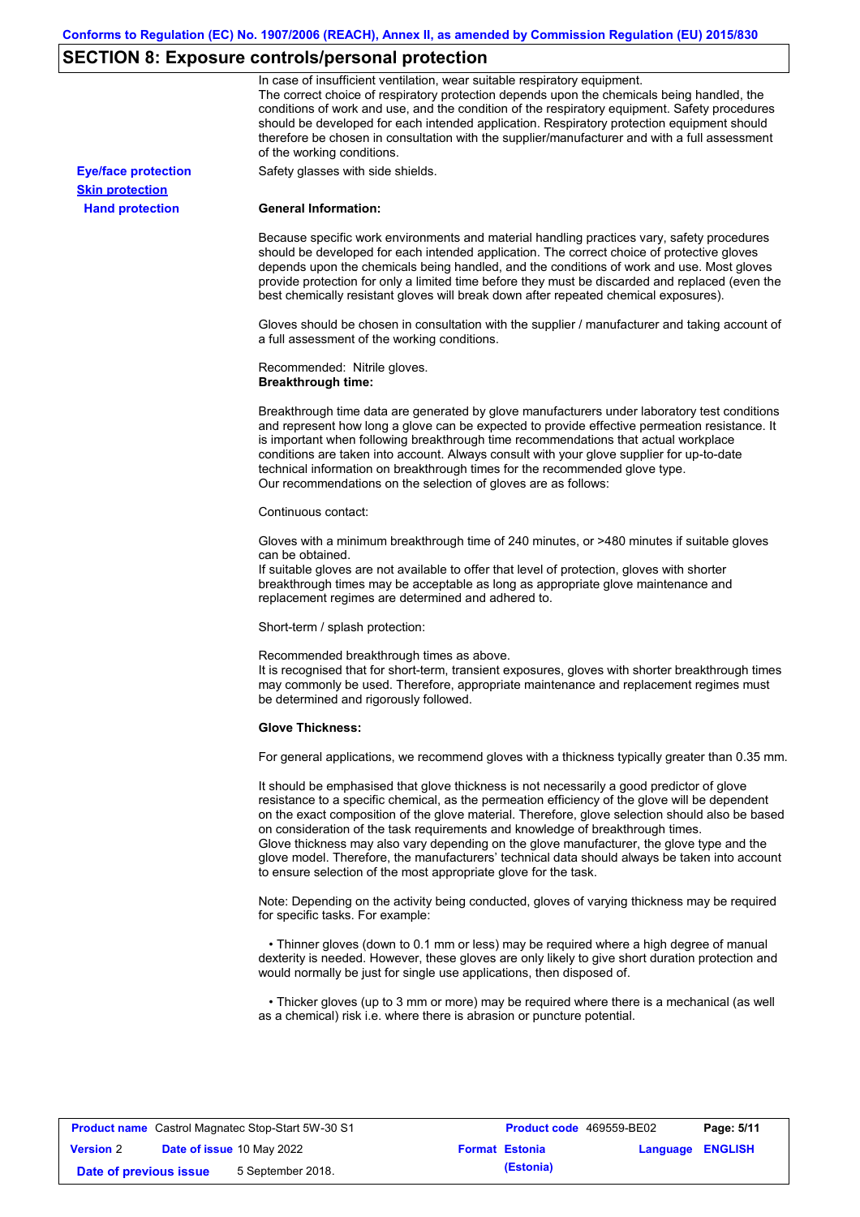## SECTION 8: Exposure controls/personal protection

In case of insufficient ventilation, wear suitable respiratory equipment.
The correct choice of respiratory protection depends upon the chemicals being handled, the conditions of work and use, and the condition of the respiratory equipment. Safety procedures should be developed for each intended application. Respiratory protection equipment should therefore be chosen in consultation with the supplier/manufacturer and with a full assessment of the working conditions.

**Eye/face protection** Safety glasses with side shields.

**Skin protection**

**Hand protection**

**General Information:**

Because specific work environments and material handling practices vary, safety procedures should be developed for each intended application. The correct choice of protective gloves depends upon the chemicals being handled, and the conditions of work and use. Most gloves provide protection for only a limited time before they must be discarded and replaced (even the best chemically resistant gloves will break down after repeated chemical exposures).

Gloves should be chosen in consultation with the supplier / manufacturer and taking account of a full assessment of the working conditions.

Recommended: Nitrile gloves.
**Breakthrough time:**

Breakthrough time data are generated by glove manufacturers under laboratory test conditions and represent how long a glove can be expected to provide effective permeation resistance. It is important when following breakthrough time recommendations that actual workplace conditions are taken into account. Always consult with your glove supplier for up-to-date technical information on breakthrough times for the recommended glove type.
Our recommendations on the selection of gloves are as follows:

Continuous contact:

Gloves with a minimum breakthrough time of 240 minutes, or >480 minutes if suitable gloves can be obtained.
If suitable gloves are not available to offer that level of protection, gloves with shorter breakthrough times may be acceptable as long as appropriate glove maintenance and replacement regimes are determined and adhered to.

Short-term / splash protection:

Recommended breakthrough times as above.
It is recognised that for short-term, transient exposures, gloves with shorter breakthrough times may commonly be used. Therefore, appropriate maintenance and replacement regimes must be determined and rigorously followed.

**Glove Thickness:**

For general applications, we recommend gloves with a thickness typically greater than 0.35 mm.

It should be emphasised that glove thickness is not necessarily a good predictor of glove resistance to a specific chemical, as the permeation efficiency of the glove will be dependent on the exact composition of the glove material. Therefore, glove selection should also be based on consideration of the task requirements and knowledge of breakthrough times.
Glove thickness may also vary depending on the glove manufacturer, the glove type and the glove model. Therefore, the manufacturers' technical data should always be taken into account to ensure selection of the most appropriate glove for the task.

Note: Depending on the activity being conducted, gloves of varying thickness may be required for specific tasks. For example:

- Thinner gloves (down to 0.1 mm or less) may be required where a high degree of manual dexterity is needed. However, these gloves are only likely to give short duration protection and would normally be just for single use applications, then disposed of.

- Thicker gloves (up to 3 mm or more) may be required where there is a mechanical (as well as a chemical) risk i.e. where there is abrasion or puncture potential.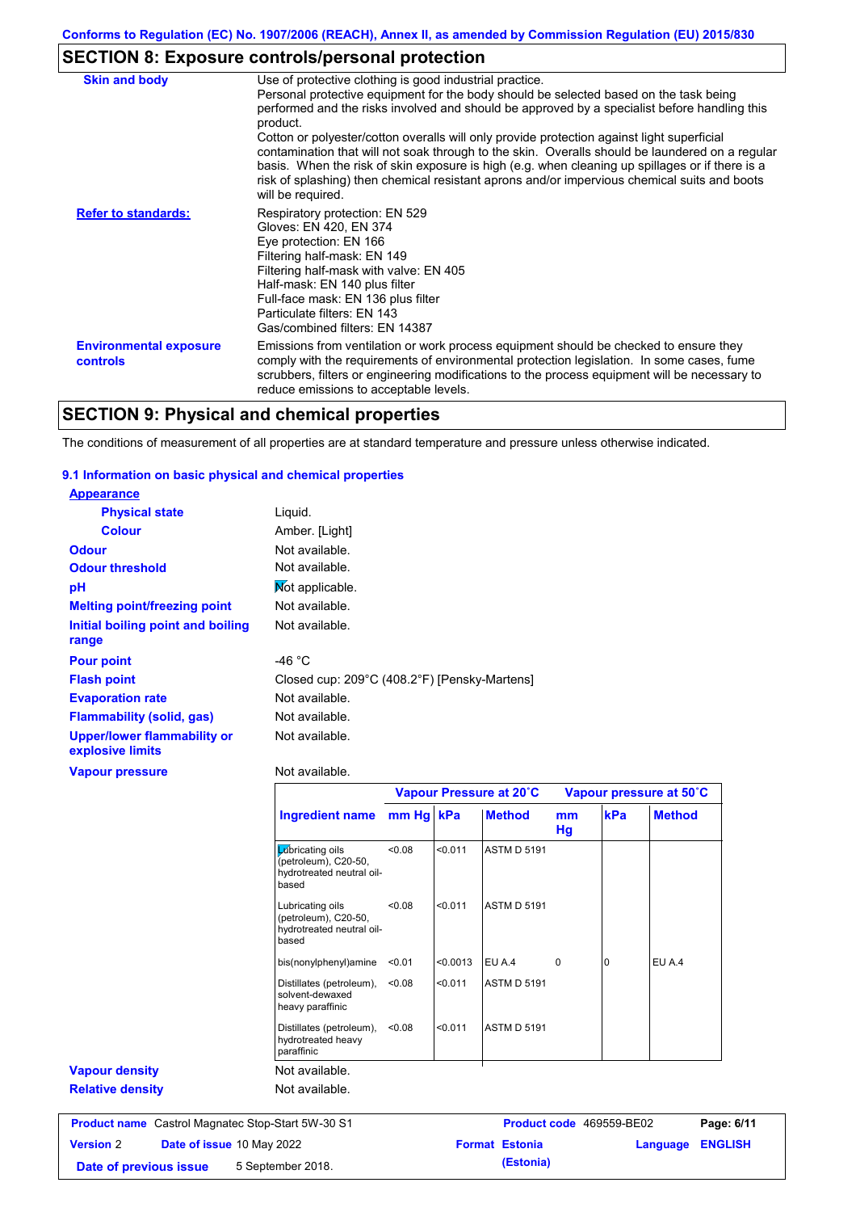## SECTION 8: Exposure controls/personal protection

| | |
|---|---|
| **Skin and body** | Use of protective clothing is good industrial practice. Personal protective equipment for the body should be selected based on the task being performed and the risks involved and should be approved by a specialist before handling this product. Cotton or polyester/cotton overalls will only provide protection against light superficial contamination that will not soak through to the skin. Overalls should be laundered on a regular basis. When the risk of skin exposure is high (e.g. when cleaning up spillages or if there is a risk of splashing) then chemical resistant aprons and/or impervious chemical suits and boots will be required. |
| **Refer to standards:** | Respiratory protection: EN 529<br>Gloves: EN 420, EN 374<br>Eye protection: EN 166<br>Filtering half-mask: EN 149<br>Filtering half-mask with valve: EN 405<br>Half-mask: EN 140 plus filter<br>Full-face mask: EN 136 plus filter<br>Particulate filters: EN 143<br>Gas/combined filters: EN 14387 |
| **Environmental exposure controls** | Emissions from ventilation or work process equipment should be checked to ensure they comply with the requirements of environmental protection legislation. In some cases, fume scrubbers, filters or engineering modifications to the process equipment will be necessary to reduce emissions to acceptable levels. |

## SECTION 9: Physical and chemical properties

The conditions of measurement of all properties are at standard temperature and pressure unless otherwise indicated.

### 9.1 Information on basic physical and chemical properties

**Appearance**

| | |
|---|---|
| **Physical state** | Liquid. |
| **Colour** | Amber. [Light] |
| **Odour** | Not available. |
| **Odour threshold** | Not available. |
| **pH** | Not applicable. |
| **Melting point/freezing point** | Not available. |
| **Initial boiling point and boiling range** | Not available. |
| **Pour point** | -46 °C |
| **Flash point** | Closed cup: 209°C (408.2°F) [Pensky-Martens] |
| **Evaporation rate** | Not available. |
| **Flammability (solid, gas)** | Not available. |
| **Upper/lower flammability or explosive limits** | Not available. |
| **Vapour pressure** | Not available. |

| | Vapour Pressure at 20˚C | | | Vapour pressure at 50˚C | | |
|---|---|---|---|---|---|---|
| **Ingredient name** | **mm Hg** | **kPa** | **Method** | **mm Hg** | **kPa** | **Method** |
| Lubricating oils (petroleum), C20-50, hydrotreated neutral oil-based | <0.08 | <0.011 | ASTM D 5191 | | | |
| Lubricating oils (petroleum), C20-50, hydrotreated neutral oil-based | <0.08 | <0.011 | ASTM D 5191 | | | |
| bis(nonylphenyl)amine | <0.01 | <0.0013 | EU A.4 | 0 | 0 | EU A.4 |
| Distillates (petroleum), solvent-dewaxed heavy paraffinic | <0.08 | <0.011 | ASTM D 5191 | | | |
| Distillates (petroleum), hydrotreated heavy paraffinic | <0.08 | <0.011 | ASTM D 5191 | | | |

| | |
|---|---|
| **Vapour density** | Not available. |
| **Relative density** | Not available. |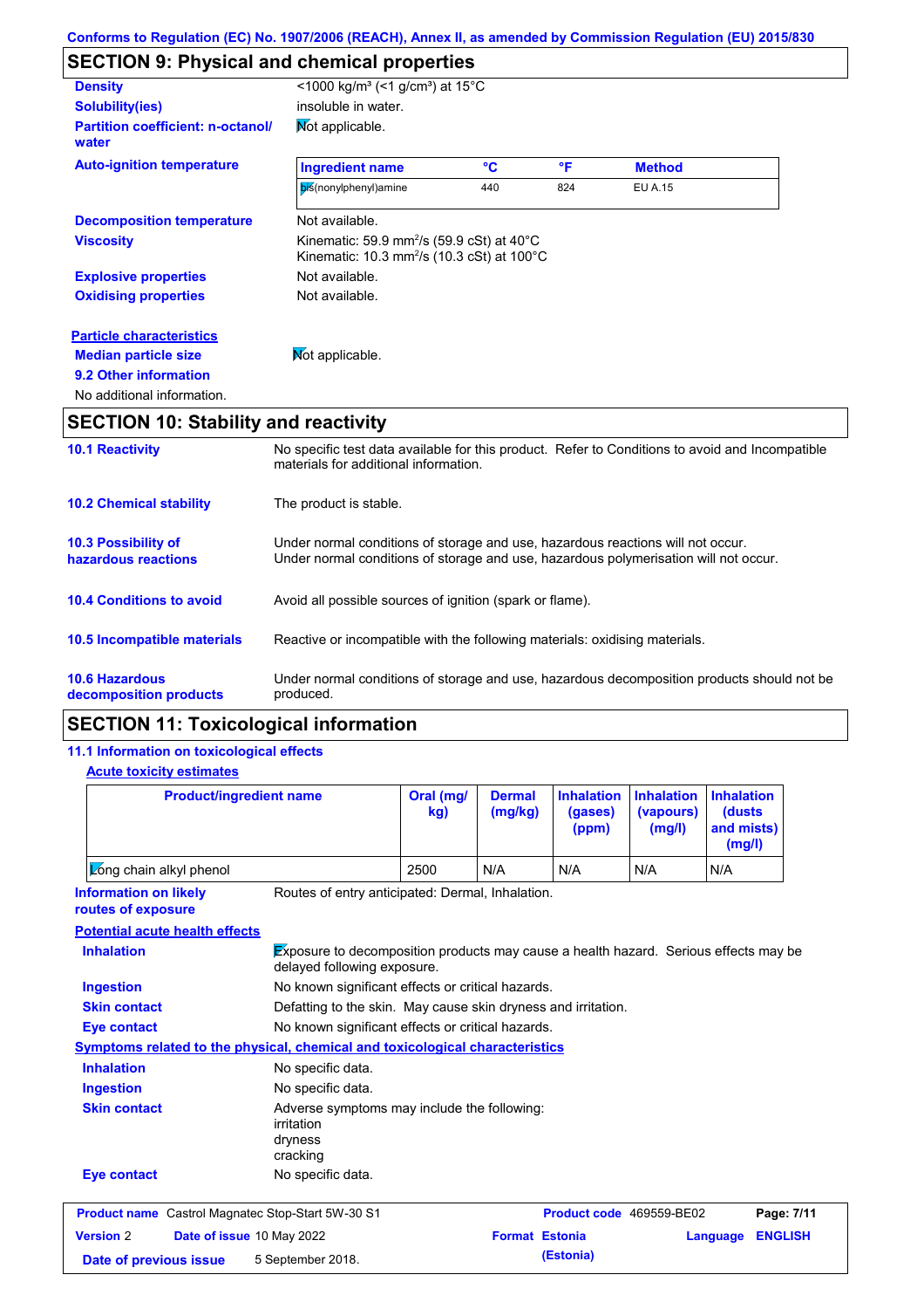## SECTION 9: Physical and chemical properties

**Density** <1000 kg/m³ (<1 g/cm³) at 15°C

**Solubility(ies)** insoluble in water.

**Partition coefficient: n-octanol/ water** Not applicable.

**Auto-ignition temperature**

| Ingredient name | °C | °F | Method |
|---|---|---|---|
| bis(nonylphenyl)amine | 440 | 824 | EU A.15 |

**Decomposition temperature** Not available.

**Viscosity** Kinematic: 59.9 mm²/s (59.9 cSt) at 40°C
Kinematic: 10.3 mm²/s (10.3 cSt) at 100°C

**Explosive properties** Not available.

**Oxidising properties** Not available.

**Particle characteristics**

**Median particle size** Not applicable.

**9.2 Other information**

No additional information.

## SECTION 10: Stability and reactivity

**10.1 Reactivity** No specific test data available for this product. Refer to Conditions to avoid and Incompatible materials for additional information.

**10.2 Chemical stability** The product is stable.

**10.3 Possibility of hazardous reactions** Under normal conditions of storage and use, hazardous reactions will not occur.
Under normal conditions of storage and use, hazardous polymerisation will not occur.

**10.4 Conditions to avoid** Avoid all possible sources of ignition (spark or flame).

**10.5 Incompatible materials** Reactive or incompatible with the following materials: oxidising materials.

**10.6 Hazardous decomposition products** Under normal conditions of storage and use, hazardous decomposition products should not be produced.

## SECTION 11: Toxicological information

**11.1 Information on toxicological effects**

**Acute toxicity estimates**

| Product/ingredient name | Oral (mg/kg) | Dermal (mg/kg) | Inhalation (gases) (ppm) | Inhalation (vapours) (mg/l) | Inhalation (dusts and mists) (mg/l) |
|---|---|---|---|---|---|
| Long chain alkyl phenol | 2500 | N/A | N/A | N/A | N/A |

**Information on likely routes of exposure** Routes of entry anticipated: Dermal, Inhalation.

**Potential acute health effects**

**Inhalation** Exposure to decomposition products may cause a health hazard. Serious effects may be delayed following exposure.

**Ingestion** No known significant effects or critical hazards.

**Skin contact** Defatting to the skin. May cause skin dryness and irritation.

**Eye contact** No known significant effects or critical hazards.

**Symptoms related to the physical, chemical and toxicological characteristics**

**Inhalation** No specific data.

**Ingestion** No specific data.

**Skin contact** Adverse symptoms may include the following:
irritation
dryness
cracking

**Eye contact** No specific data.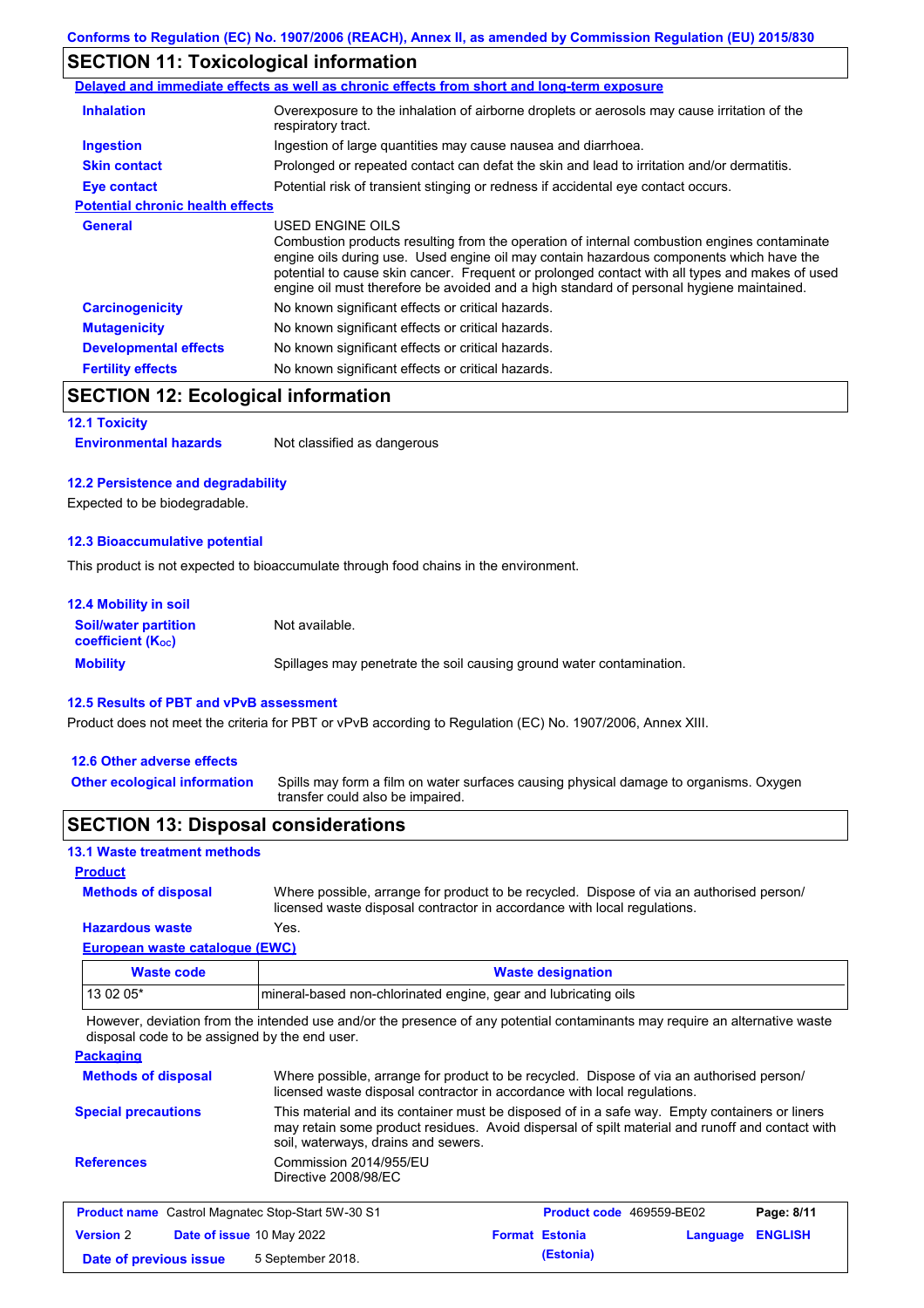Conforms to Regulation (EC) No. 1907/2006 (REACH), Annex II, as amended by Commission Regulation (EU) 2015/830

## SECTION 11: Toxicological information

**Delayed and immediate effects as well as chronic effects from short and long-term exposure**

| | |
|---|---|
| **Inhalation** | Overexposure to the inhalation of airborne droplets or aerosols may cause irritation of the respiratory tract. |
| **Ingestion** | Ingestion of large quantities may cause nausea and diarrhoea. |
| **Skin contact** | Prolonged or repeated contact can defat the skin and lead to irritation and/or dermatitis. |
| **Eye contact** | Potential risk of transient stinging or redness if accidental eye contact occurs. |

**Potential chronic health effects**

| | |
|---|---|
| **General** | USED ENGINE OILS<br>Combustion products resulting from the operation of internal combustion engines contaminate engine oils during use. Used engine oil may contain hazardous components which have the potential to cause skin cancer. Frequent or prolonged contact with all types and makes of used engine oil must therefore be avoided and a high standard of personal hygiene maintained. |
| **Carcinogenicity** | No known significant effects or critical hazards. |
| **Mutagenicity** | No known significant effects or critical hazards. |
| **Developmental effects** | No known significant effects or critical hazards. |
| **Fertility effects** | No known significant effects or critical hazards. |

## SECTION 12: Ecological information

### 12.1 Toxicity

**Environmental hazards** Not classified as dangerous

### 12.2 Persistence and degradability

Expected to be biodegradable.

### 12.3 Bioaccumulative potential

This product is not expected to bioaccumulate through food chains in the environment.

### 12.4 Mobility in soil

| | |
|---|---|
| **Soil/water partition coefficient ($K_{OC}$)** | Not available. |
| **Mobility** | Spillages may penetrate the soil causing ground water contamination. |

### 12.5 Results of PBT and vPvB assessment

Product does not meet the criteria for PBT or vPvB according to Regulation (EC) No. 1907/2006, Annex XIII.

### 12.6 Other adverse effects

**Other ecological information** Spills may form a film on water surfaces causing physical damage to organisms. Oxygen transfer could also be impaired.

## SECTION 13: Disposal considerations

### 13.1 Waste treatment methods

**Product**

| | |
|---|---|
| **Methods of disposal** | Where possible, arrange for product to be recycled. Dispose of via an authorised person/ licensed waste disposal contractor in accordance with local regulations. |
| **Hazardous waste** | Yes. |

**European waste catalogue (EWC)**

| Waste code | Waste designation |
|---|---|
| 13 02 05* | mineral-based non-chlorinated engine, gear and lubricating oils |

However, deviation from the intended use and/or the presence of any potential contaminants may require an alternative waste disposal code to be assigned by the end user.

**Packaging**

| | |
|---|---|
| **Methods of disposal** | Where possible, arrange for product to be recycled. Dispose of via an authorised person/ licensed waste disposal contractor in accordance with local regulations. |
| **Special precautions** | This material and its container must be disposed of in a safe way. Empty containers or liners may retain some product residues. Avoid dispersal of spilt material and runoff and contact with soil, waterways, drains and sewers. |
| **References** | Commission 2014/955/EU<br>Directive 2008/98/EC |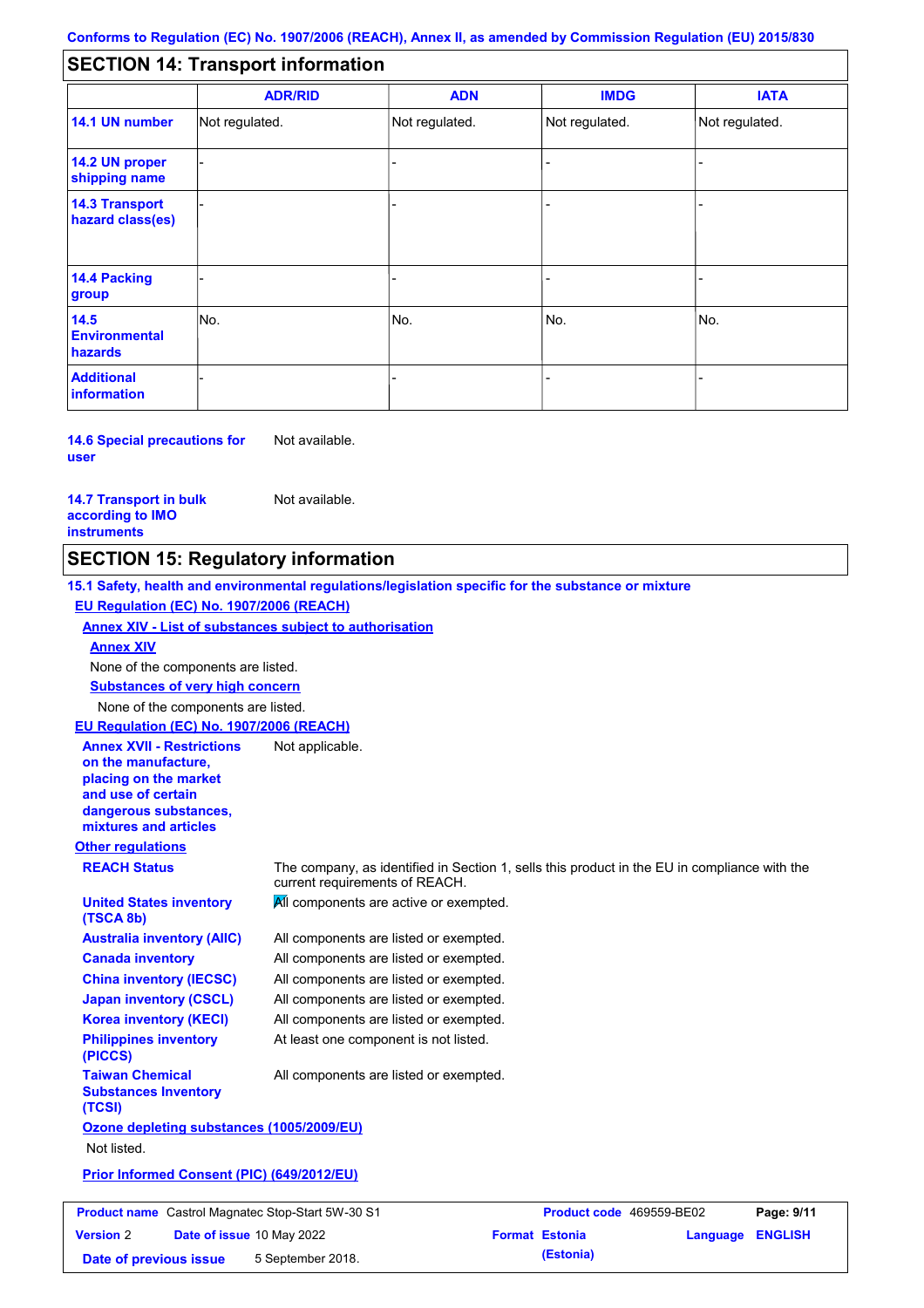Conforms to Regulation (EC) No. 1907/2006 (REACH), Annex II, as amended by Commission Regulation (EU) 2015/830

## SECTION 14: Transport information

| | ADR/RID | ADN | IMDG | IATA |
|---|---|---|---|---|
| **14.1 UN number** | Not regulated. | Not regulated. | Not regulated. | Not regulated. |
| **14.2 UN proper shipping name** | - | - | - | - |
| **14.3 Transport hazard class(es)** | - | - | - | - |
| **14.4 Packing group** | - | - | - | - |
| **14.5 Environmental hazards** | No. | No. | No. | No. |
| **Additional information** | - | - | - | - |

**14.6 Special precautions for user** Not available.

**14.7 Transport in bulk according to IMO instruments** Not available.

## SECTION 15: Regulatory information

**15.1 Safety, health and environmental regulations/legislation specific for the substance or mixture**

**EU Regulation (EC) No. 1907/2006 (REACH)**

**Annex XIV - List of substances subject to authorisation**

**Annex XIV**

None of the components are listed.

**Substances of very high concern**

None of the components are listed.

**EU Regulation (EC) No. 1907/2006 (REACH)**

**Annex XVII - Restrictions on the manufacture, placing on the market and use of certain dangerous substances, mixtures and articles** Not applicable.

**Other regulations**

**REACH Status** The company, as identified in Section 1, sells this product in the EU in compliance with the current requirements of REACH.

**United States inventory (TSCA 8b)** All components are active or exempted.

**Australia inventory (AIIC)** All components are listed or exempted.

**Canada inventory** All components are listed or exempted.

**China inventory (IECSC)** All components are listed or exempted.

**Japan inventory (CSCL)** All components are listed or exempted.

**Korea inventory (KECI)** All components are listed or exempted.

**Philippines inventory (PICCS)** At least one component is not listed.

**Taiwan Chemical Substances Inventory (TCSI)** All components are listed or exempted.

**Ozone depleting substances (1005/2009/EU)**

Not listed.

**Prior Informed Consent (PIC) (649/2012/EU)**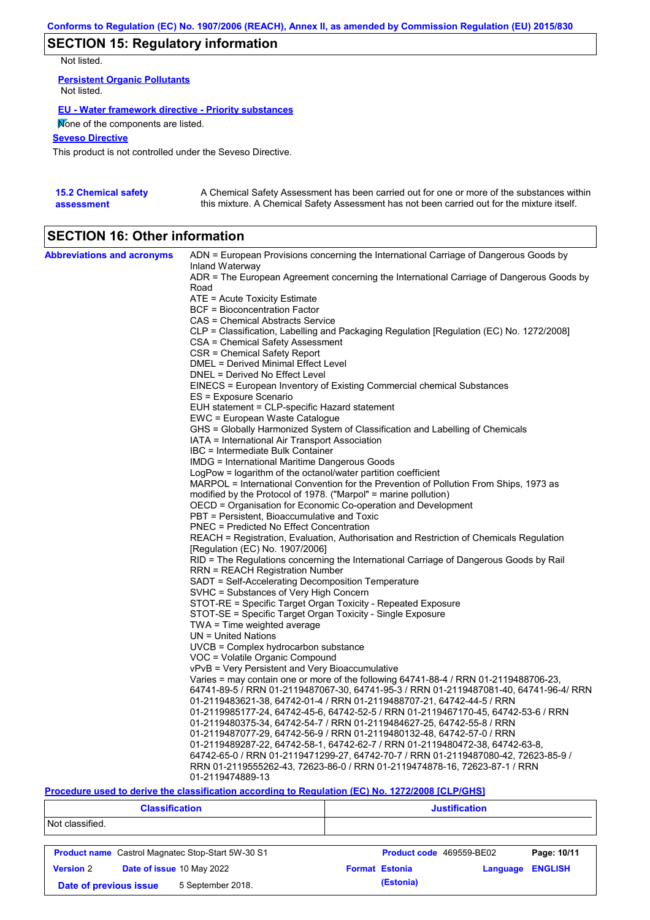Conforms to Regulation (EC) No. 1907/2006 (REACH), Annex II, as amended by Commission Regulation (EU) 2015/830

## SECTION 15: Regulatory information

Not listed.

**Persistent Organic Pollutants**

Not listed.

**EU - Water framework directive - Priority substances**

None of the components are listed.

**Seveso Directive**

This product is not controlled under the Seveso Directive.

**15.2 Chemical safety assessment**

A Chemical Safety Assessment has been carried out for one or more of the substances within this mixture. A Chemical Safety Assessment has not been carried out for the mixture itself.

## SECTION 16: Other information

**Abbreviations and acronyms**

ADN = European Provisions concerning the International Carriage of Dangerous Goods by Inland Waterway
ADR = The European Agreement concerning the International Carriage of Dangerous Goods by Road
ATE = Acute Toxicity Estimate
BCF = Bioconcentration Factor
CAS = Chemical Abstracts Service
CLP = Classification, Labelling and Packaging Regulation [Regulation (EC) No. 1272/2008]
CSA = Chemical Safety Assessment
CSR = Chemical Safety Report
DMEL = Derived Minimal Effect Level
DNEL = Derived No Effect Level
EINECS = European Inventory of Existing Commercial chemical Substances
ES = Exposure Scenario
EUH statement = CLP-specific Hazard statement
EWC = European Waste Catalogue
GHS = Globally Harmonized System of Classification and Labelling of Chemicals
IATA = International Air Transport Association
IBC = Intermediate Bulk Container
IMDG = International Maritime Dangerous Goods
LogPow = logarithm of the octanol/water partition coefficient
MARPOL = International Convention for the Prevention of Pollution From Ships, 1973 as modified by the Protocol of 1978. ("Marpol" = marine pollution)
OECD = Organisation for Economic Co-operation and Development
PBT = Persistent, Bioaccumulative and Toxic
PNEC = Predicted No Effect Concentration
REACH = Registration, Evaluation, Authorisation and Restriction of Chemicals Regulation [Regulation (EC) No. 1907/2006]
RID = The Regulations concerning the International Carriage of Dangerous Goods by Rail
RRN = REACH Registration Number
SADT = Self-Accelerating Decomposition Temperature
SVHC = Substances of Very High Concern
STOT-RE = Specific Target Organ Toxicity - Repeated Exposure
STOT-SE = Specific Target Organ Toxicity - Single Exposure
TWA = Time weighted average
UN = United Nations
UVCB = Complex hydrocarbon substance
VOC = Volatile Organic Compound
vPvB = Very Persistent and Very Bioaccumulative
Varies = may contain one or more of the following 64741-88-4 / RRN 01-2119488706-23, 64741-89-5 / RRN 01-2119487067-30, 64741-95-3 / RRN 01-2119487081-40, 64741-96-4/ RRN 01-2119483621-38, 64742-01-4 / RRN 01-2119488707-21, 64742-44-5 / RRN 01-2119985177-24, 64742-45-6, 64742-52-5 / RRN 01-2119467170-45, 64742-53-6 / RRN 01-2119480375-34, 64742-54-7 / RRN 01-2119484627-25, 64742-55-8 / RRN 01-2119487077-29, 64742-56-9 / RRN 01-2119480132-48, 64742-57-0 / RRN 01-2119489287-22, 64742-58-1, 64742-62-7 / RRN 01-2119480472-38, 64742-63-8, 64742-65-0 / RRN 01-2119471299-27, 64742-70-7 / RRN 01-2119487080-42, 72623-85-9 / RRN 01-2119555262-43, 72623-86-0 / RRN 01-2119474878-16, 72623-87-1 / RRN 01-2119474889-13

**Procedure used to derive the classification according to Regulation (EC) No. 1272/2008 [CLP/GHS]**

| Classification | Justification |
|---|---|
| Not classified. | |

| | | | |
|---|---|---|---|
| **Product name** Castrol Magnatec Stop-Start 5W-30 S1 | | **Product code** 469559-BE02 | **Page: 10/11** |
| **Version** 2 | **Date of issue** 10 May 2022 | **Format** Estonia (Estonia) | **Language** ENGLISH |
| **Date of previous issue** | 5 September 2018. | | |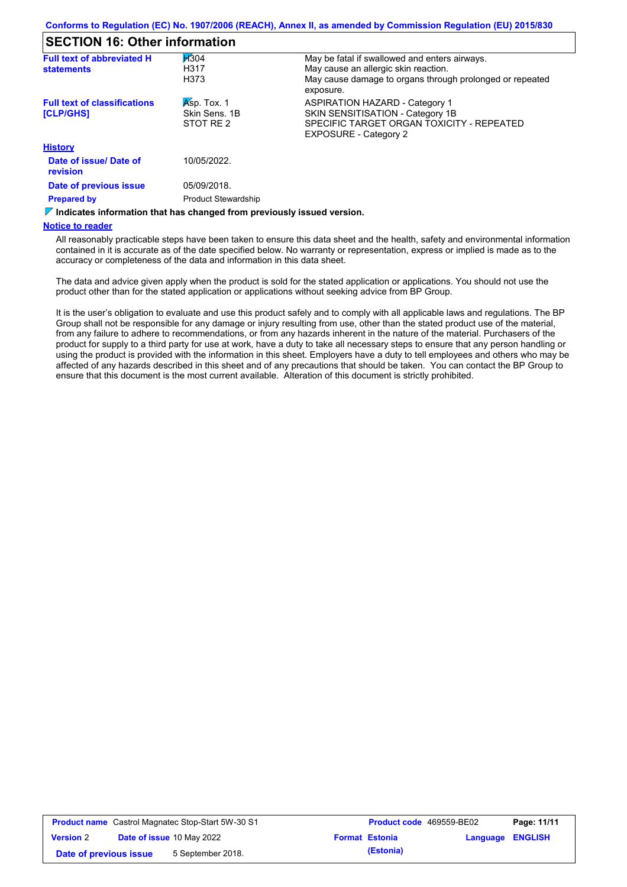Conforms to Regulation (EC) No. 1907/2006 (REACH), Annex II, as amended by Commission Regulation (EU) 2015/830

## SECTION 16: Other information

| | | |
|---|---|---|
| **Full text of abbreviated H statements** | H304 | May be fatal if swallowed and enters airways. |
| | H317 | May cause an allergic skin reaction. |
| | H373 | May cause damage to organs through prolonged or repeated exposure. |
| **Full text of classifications [CLP/GHS]** | Asp. Tox. 1 | ASPIRATION HAZARD - Category 1 |
| | Skin Sens. 1B | SKIN SENSITISATION - Category 1B |
| | STOT RE 2 | SPECIFIC TARGET ORGAN TOXICITY - REPEATED EXPOSURE - Category 2 |

**History**

| | |
|---|---|
| **Date of issue/ Date of revision** | 10/05/2022. |
| **Date of previous issue** | 05/09/2018. |
| **Prepared by** | Product Stewardship |

**Indicates information that has changed from previously issued version.**

**Notice to reader**

All reasonably practicable steps have been taken to ensure this data sheet and the health, safety and environmental information contained in it is accurate as of the date specified below. No warranty or representation, express or implied is made as to the accuracy or completeness of the data and information in this data sheet.

The data and advice given apply when the product is sold for the stated application or applications. You should not use the product other than for the stated application or applications without seeking advice from BP Group.

It is the user's obligation to evaluate and use this product safely and to comply with all applicable laws and regulations. The BP Group shall not be responsible for any damage or injury resulting from use, other than the stated product use of the material, from any failure to adhere to recommendations, or from any hazards inherent in the nature of the material. Purchasers of the product for supply to a third party for use at work, have a duty to take all necessary steps to ensure that any person handling or using the product is provided with the information in this sheet. Employers have a duty to tell employees and others who may be affected of any hazards described in this sheet and of any precautions that should be taken. You can contact the BP Group to ensure that this document is the most current available. Alteration of this document is strictly prohibited.